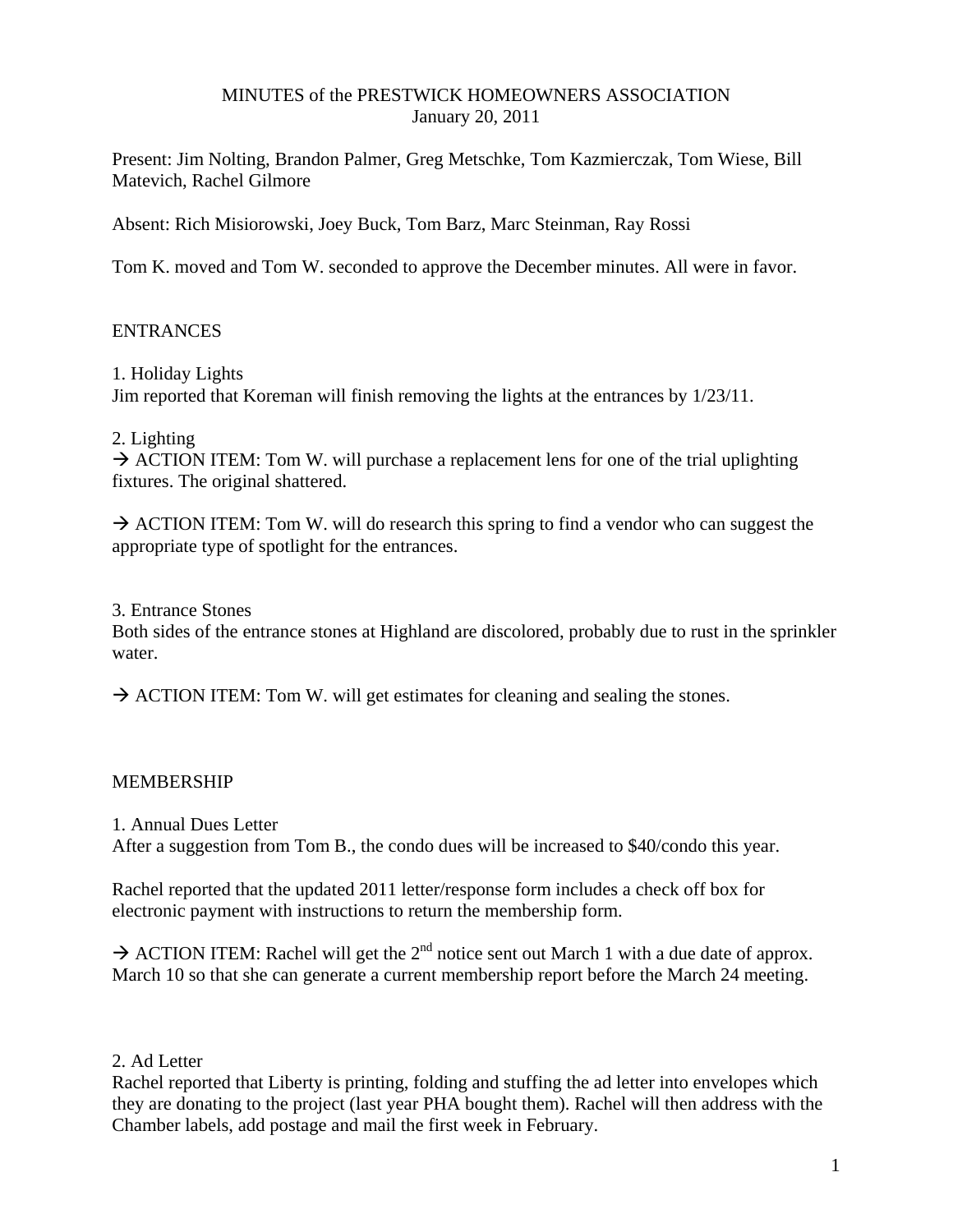# MINUTES of the PRESTWICK HOMEOWNERS ASSOCIATION
January 20, 2011

Present: Jim Nolting, Brandon Palmer, Greg Metschke, Tom Kazmierczak, Tom Wiese, Bill Matevich, Rachel Gilmore

Absent: Rich Misiorowski, Joey Buck, Tom Barz, Marc Steinman, Ray Rossi

Tom K. moved and Tom W. seconded to approve the December minutes. All were in favor.

## ENTRANCES

1. Holiday Lights
Jim reported that Koreman will finish removing the lights at the entrances by 1/23/11.

2. Lighting
→ ACTION ITEM: Tom W. will purchase a replacement lens for one of the trial uplighting fixtures. The original shattered.

→ ACTION ITEM: Tom W. will do research this spring to find a vendor who can suggest the appropriate type of spotlight for the entrances.

3. Entrance Stones
Both sides of the entrance stones at Highland are discolored, probably due to rust in the sprinkler water.

→ ACTION ITEM: Tom W. will get estimates for cleaning and sealing the stones.

## MEMBERSHIP

1. Annual Dues Letter
After a suggestion from Tom B., the condo dues will be increased to $40/condo this year.

Rachel reported that the updated 2011 letter/response form includes a check off box for electronic payment with instructions to return the membership form.

→ ACTION ITEM: Rachel will get the 2nd notice sent out March 1 with a due date of approx. March 10 so that she can generate a current membership report before the March 24 meeting.

2. Ad Letter
Rachel reported that Liberty is printing, folding and stuffing the ad letter into envelopes which they are donating to the project (last year PHA bought them). Rachel will then address with the Chamber labels, add postage and mail the first week in February.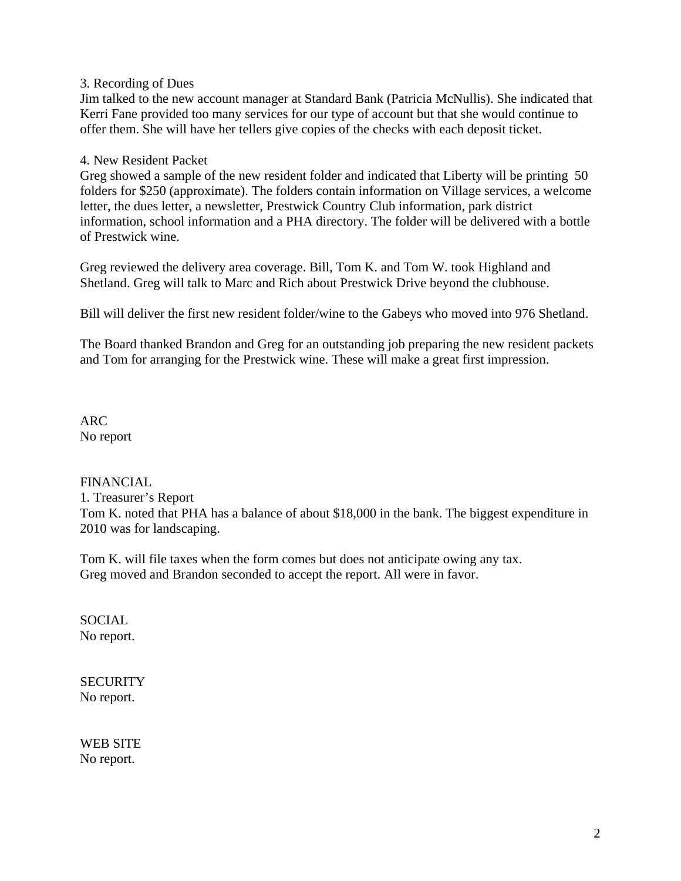3. Recording of Dues
Jim talked to the new account manager at Standard Bank (Patricia McNullis). She indicated that Kerri Fane provided too many services for our type of account but that she would continue to offer them. She will have her tellers give copies of the checks with each deposit ticket.

4. New Resident Packet
Greg showed a sample of the new resident folder and indicated that Liberty will be printing 50 folders for $250 (approximate). The folders contain information on Village services, a welcome letter, the dues letter, a newsletter, Prestwick Country Club information, park district information, school information and a PHA directory. The folder will be delivered with a bottle of Prestwick wine.

Greg reviewed the delivery area coverage. Bill, Tom K. and Tom W. took Highland and Shetland. Greg will talk to Marc and Rich about Prestwick Drive beyond the clubhouse.

Bill will deliver the first new resident folder/wine to the Gabeys who moved into 976 Shetland.

The Board thanked Brandon and Greg for an outstanding job preparing the new resident packets and Tom for arranging for the Prestwick wine. These will make a great first impression.

ARC
No report

FINANCIAL
1. Treasurer's Report
Tom K. noted that PHA has a balance of about $18,000 in the bank. The biggest expenditure in 2010 was for landscaping.

Tom K. will file taxes when the form comes but does not anticipate owing any tax.
Greg moved and Brandon seconded to accept the report. All were in favor.

SOCIAL
No report.

SECURITY
No report.

WEB SITE
No report.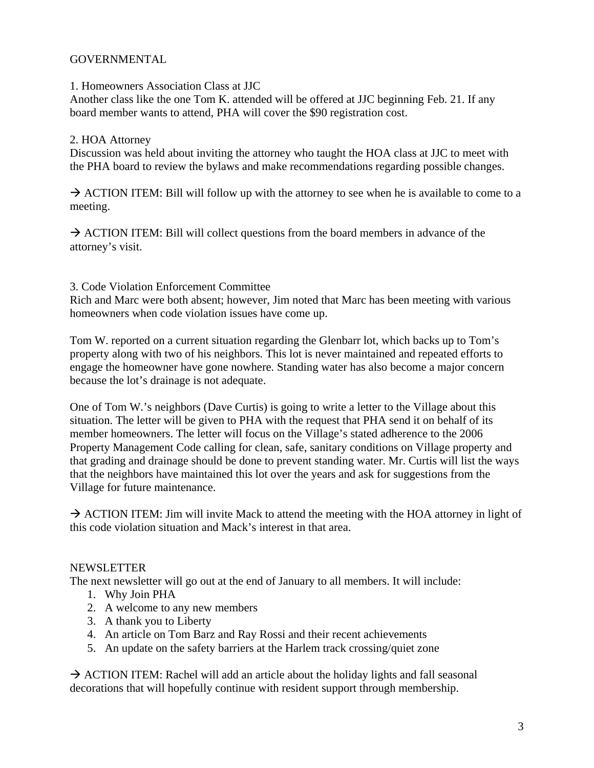GOVERNMENTAL

1. Homeowners Association Class at JJC

Another class like the one Tom K. attended will be offered at JJC beginning Feb. 21. If any board member wants to attend, PHA will cover the $90 registration cost.

2. HOA Attorney

Discussion was held about inviting the attorney who taught the HOA class at JJC to meet with the PHA board to review the bylaws and make recommendations regarding possible changes.

→ ACTION ITEM: Bill will follow up with the attorney to see when he is available to come to a meeting.

→ ACTION ITEM: Bill will collect questions from the board members in advance of the attorney's visit.

3. Code Violation Enforcement Committee

Rich and Marc were both absent; however, Jim noted that Marc has been meeting with various homeowners when code violation issues have come up.

Tom W. reported on a current situation regarding the Glenbarr lot, which backs up to Tom's property along with two of his neighbors. This lot is never maintained and repeated efforts to engage the homeowner have gone nowhere. Standing water has also become a major concern because the lot's drainage is not adequate.

One of Tom W.'s neighbors (Dave Curtis) is going to write a letter to the Village about this situation. The letter will be given to PHA with the request that PHA send it on behalf of its member homeowners. The letter will focus on the Village's stated adherence to the 2006 Property Management Code calling for clean, safe, sanitary conditions on Village property and that grading and drainage should be done to prevent standing water. Mr. Curtis will list the ways that the neighbors have maintained this lot over the years and ask for suggestions from the Village for future maintenance.

→ ACTION ITEM: Jim will invite Mack to attend the meeting with the HOA attorney in light of this code violation situation and Mack's interest in that area.

NEWSLETTER

The next newsletter will go out at the end of January to all members. It will include:

1. Why Join PHA
2. A welcome to any new members
3. A thank you to Liberty
4. An article on Tom Barz and Ray Rossi and their recent achievements
5. An update on the safety barriers at the Harlem track crossing/quiet zone

→ ACTION ITEM: Rachel will add an article about the holiday lights and fall seasonal decorations that will hopefully continue with resident support through membership.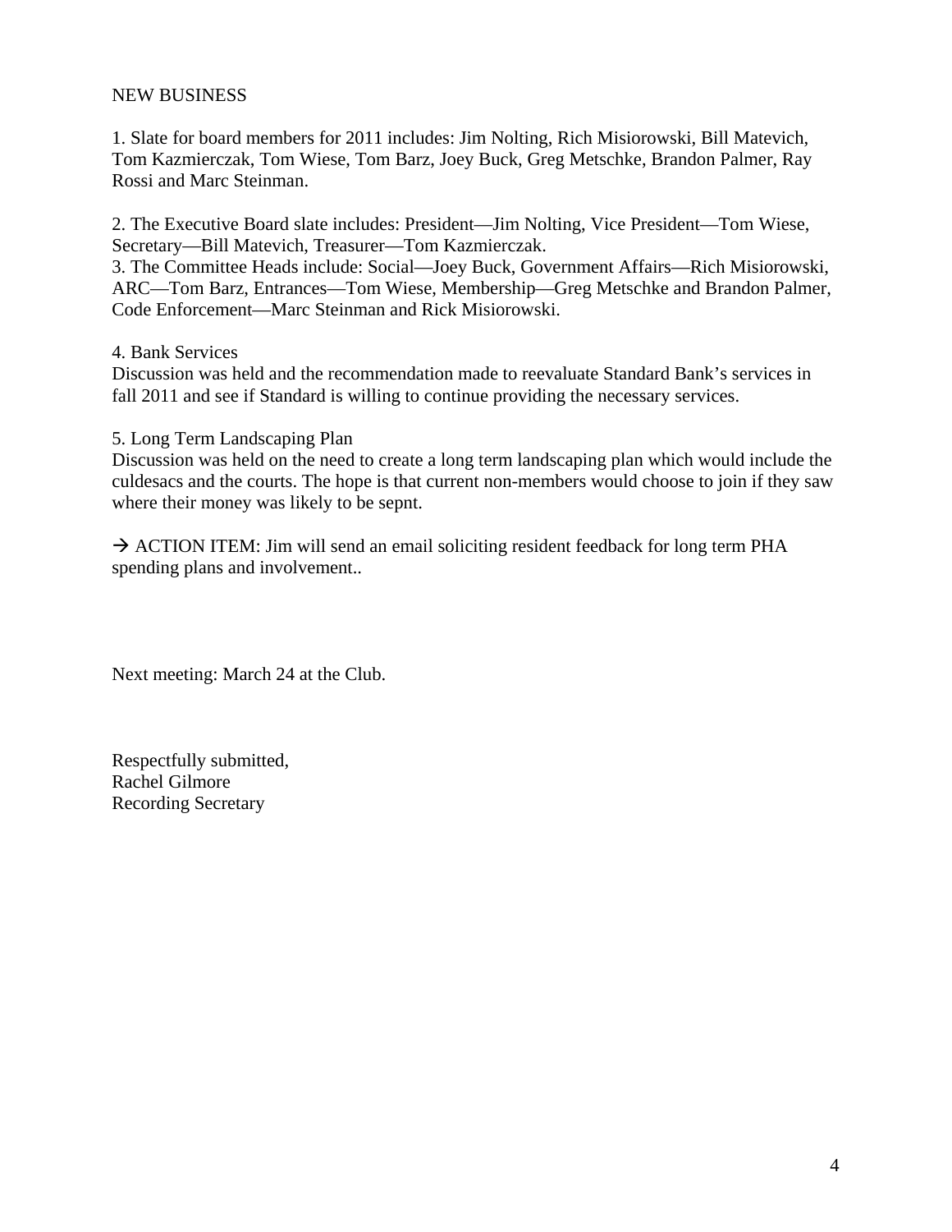NEW BUSINESS

1. Slate for board members for 2011 includes: Jim Nolting, Rich Misiorowski, Bill Matevich, Tom Kazmierczak, Tom Wiese, Tom Barz, Joey Buck, Greg Metschke, Brandon Palmer, Ray Rossi and Marc Steinman.

2. The Executive Board slate includes: President—Jim Nolting, Vice President—Tom Wiese, Secretary—Bill Matevich, Treasurer—Tom Kazmierczak.
3. The Committee Heads include: Social—Joey Buck, Government Affairs—Rich Misiorowski, ARC—Tom Barz, Entrances—Tom Wiese, Membership—Greg Metschke and Brandon Palmer, Code Enforcement—Marc Steinman and Rick Misiorowski.

4. Bank Services
Discussion was held and the recommendation made to reevaluate Standard Bank's services in fall 2011 and see if Standard is willing to continue providing the necessary services.

5. Long Term Landscaping Plan
Discussion was held on the need to create a long term landscaping plan which would include the culdesacs and the courts. The hope is that current non-members would choose to join if they saw where their money was likely to be sepnt.

→ ACTION ITEM: Jim will send an email soliciting resident feedback for long term PHA spending plans and involvement..

Next meeting: March 24 at the Club.

Respectfully submitted,
Rachel Gilmore
Recording Secretary